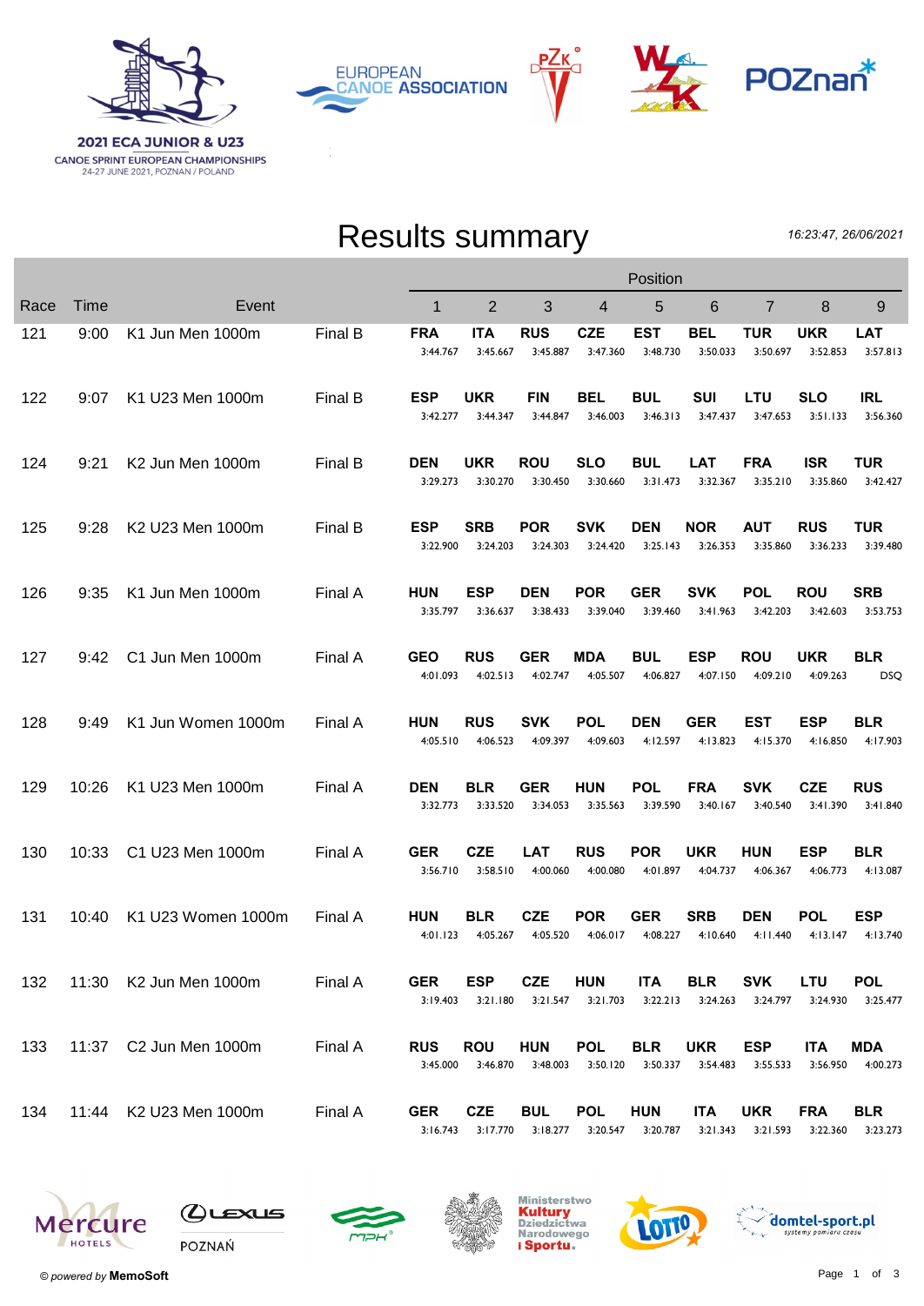2021 ECA JUNIOR & U23
CANOE SPRINT EUROPEAN CHAMPIONSHIPS
24-27 JUNE 2021, POZNAN / POLAND

# Results summary

*16:23:47, 26/06/2021*

| Race | Time | Event | | Position 1 | 2 | 3 | 4 | 5 | 6 | 7 | 8 | 9 |
|---|---|---|---|---|---|---|---|---|---|---|---|---|
| 121 | 9:00 | K1 Jun Men 1000m | Final B | **FRA** 3:44.767 | **ITA** 3:45.667 | **RUS** 3:45.887 | **CZE** 3:47.360 | **EST** 3:48.730 | **BEL** 3:50.033 | **TUR** 3:50.697 | **UKR** 3:52.853 | **LAT** 3:57.813 |
| 122 | 9:07 | K1 U23 Men 1000m | Final B | **ESP** 3:42.277 | **UKR** 3:44.347 | **FIN** 3:44.847 | **BEL** 3:46.003 | **BUL** 3:46.313 | **SUI** 3:47.437 | **LTU** 3:47.653 | **SLO** 3:51.133 | **IRL** 3:56.360 |
| 124 | 9:21 | K2 Jun Men 1000m | Final B | **DEN** 3:29.273 | **UKR** 3:30.270 | **ROU** 3:30.450 | **SLO** 3:30.660 | **BUL** 3:31.473 | **LAT** 3:32.367 | **FRA** 3:35.210 | **ISR** 3:35.860 | **TUR** 3:42.427 |
| 125 | 9:28 | K2 U23 Men 1000m | Final B | **ESP** 3:22.900 | **SRB** 3:24.203 | **POR** 3:24.303 | **SVK** 3:24.420 | **DEN** 3:25.143 | **NOR** 3:26.353 | **AUT** 3:35.860 | **RUS** 3:36.233 | **TUR** 3:39.480 |
| 126 | 9:35 | K1 Jun Men 1000m | Final A | **HUN** 3:35.797 | **ESP** 3:36.637 | **DEN** 3:38.433 | **POR** 3:39.040 | **GER** 3:39.460 | **SVK** 3:41.963 | **POL** 3:42.203 | **ROU** 3:42.603 | **SRB** 3:53.753 |
| 127 | 9:42 | C1 Jun Men 1000m | Final A | **GEO** 4:01.093 | **RUS** 4:02.513 | **GER** 4:02.747 | **MDA** 4:05.507 | **BUL** 4:06.827 | **ESP** 4:07.150 | **ROU** 4:09.210 | **UKR** 4:09.263 | **BLR** DSQ |
| 128 | 9:49 | K1 Jun Women 1000m | Final A | **HUN** 4:05.510 | **RUS** 4:06.523 | **SVK** 4:09.397 | **POL** 4:09.603 | **DEN** 4:12.597 | **GER** 4:13.823 | **EST** 4:15.370 | **ESP** 4:16.850 | **BLR** 4:17.903 |
| 129 | 10:26 | K1 U23 Men 1000m | Final A | **DEN** 3:32.773 | **BLR** 3:33.520 | **GER** 3:34.053 | **HUN** 3:35.563 | **POL** 3:39.590 | **FRA** 3:40.167 | **SVK** 3:40.540 | **CZE** 3:41.390 | **RUS** 3:41.840 |
| 130 | 10:33 | C1 U23 Men 1000m | Final A | **GER** 3:56.710 | **CZE** 3:58.510 | **LAT** 4:00.060 | **RUS** 4:00.080 | **POR** 4:01.897 | **UKR** 4:04.737 | **HUN** 4:06.367 | **ESP** 4:06.773 | **BLR** 4:13.087 |
| 131 | 10:40 | K1 U23 Women 1000m | Final A | **HUN** 4:01.123 | **BLR** 4:05.267 | **CZE** 4:05.520 | **POR** 4:06.017 | **GER** 4:08.227 | **SRB** 4:10.640 | **DEN** 4:11.440 | **POL** 4:13.147 | **ESP** 4:13.740 |
| 132 | 11:30 | K2 Jun Men 1000m | Final A | **GER** 3:19.403 | **ESP** 3:21.180 | **CZE** 3:21.547 | **HUN** 3:21.703 | **ITA** 3:22.213 | **BLR** 3:24.263 | **SVK** 3:24.797 | **LTU** 3:24.930 | **POL** 3:25.477 |
| 133 | 11:37 | C2 Jun Men 1000m | Final A | **RUS** 3:45.000 | **ROU** 3:46.870 | **HUN** 3:48.003 | **POL** 3:50.120 | **BLR** 3:50.337 | **UKR** 3:54.483 | **ESP** 3:55.533 | **ITA** 3:56.950 | **MDA** 4:00.273 |
| 134 | 11:44 | K2 U23 Men 1000m | Final A | **GER** 3:16.743 | **CZE** 3:17.770 | **BUL** 3:18.277 | **POL** 3:20.547 | **HUN** 3:20.787 | **ITA** 3:21.343 | **UKR** 3:21.593 | **FRA** 3:22.360 | **BLR** 3:23.273 |

© *powered by* **MemoSoft**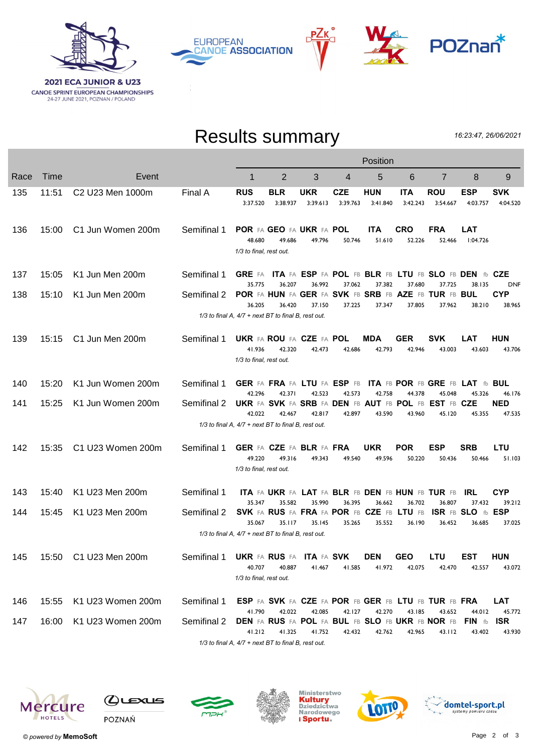2021 ECA JUNIOR & U23
CANOE SPRINT EUROPEAN CHAMPIONSHIPS
24-27 JUNE 2021, POZNAN / POLAND

# Results summary

16:23:47, 26/06/2021

| Race | Time | Event | | 1 | 2 | 3 | 4 | 5 | 6 | 7 | 8 | 9 |
|---|---|---|---|---|---|---|---|---|---|---|---|---|
| 135 | 11:51 | C2 U23 Men 1000m | Final A | RUS 3:37.520 | BLR 3:38.937 | UKR 3:39.613 | CZE 3:39.763 | HUN 3:41.840 | ITA 3:42.243 | ROU 3:54.667 | ESP 4:03.757 | SVK 4:04.520 |
| 136 | 15:00 | C1 Jun Women 200m | Semifinal 1 | POR FA 48.680 | GEO FA 49.686 | UKR FA 49.796 | POL 50.746 | ITA 51.610 | CRO 52.226 | FRA 52.466 | LAT 1:04.726 | |
| | | | *1/3 to final, rest out.* | | | | | | | | | |
| 137 | 15:05 | K1 Jun Men 200m | Semifinal 1 | GRE FA 35.775 | ITA FA 36.207 | ESP FA 36.992 | POL FB 37.062 | BLR FB 37.382 | LTU FB 37.680 | SLO FB 37.725 | DEN fb 38.135 | CZE DNF |
| 138 | 15:10 | K1 Jun Men 200m | Semifinal 2 | POR FA 36.205 | HUN FA 36.420 | GER FA 37.150 | SVK FB 37.225 | SRB FB 37.347 | AZE FB 37.805 | TUR FB 37.962 | BUL 38.210 | CYP 38.965 |
| | | | *1/3 to final A, 4/7 + next BT to final B, rest out.* | | | | | | | | | |
| 139 | 15:15 | C1 Jun Men 200m | Semifinal 1 | UKR FA 41.936 | ROU FA 42.320 | CZE FA 42.473 | POL 42.686 | MDA 42.793 | GER 42.946 | SVK 43.003 | LAT 43.603 | HUN 43.706 |
| | | | *1/3 to final, rest out.* | | | | | | | | | |
| 140 | 15:20 | K1 Jun Women 200m | Semifinal 1 | GER FA 42.296 | FRA FA 42.371 | LTU FA 42.523 | ESP FB 42.573 | ITA FB 42.758 | POR FB 44.378 | GRE FB 45.048 | LAT fb 45.326 | BUL 46.176 |
| 141 | 15:25 | K1 Jun Women 200m | Semifinal 2 | UKR FA 42.022 | SVK FA 42.467 | SRB FA 42.817 | DEN FB 42.897 | AUT FB 43.590 | POL FB 43.960 | EST FB 45.120 | CZE 45.355 | NED 47.535 |
| | | | *1/3 to final A, 4/7 + next BT to final B, rest out.* | | | | | | | | | |
| 142 | 15:35 | C1 U23 Women 200m | Semifinal 1 | GER FA 49.220 | CZE FA 49.316 | BLR FA 49.343 | FRA 49.540 | UKR 49.596 | POR 50.220 | ESP 50.436 | SRB 50.466 | LTU 51.103 |
| | | | *1/3 to final, rest out.* | | | | | | | | | |
| 143 | 15:40 | K1 U23 Men 200m | Semifinal 1 | ITA FA 35.347 | UKR FA 35.582 | LAT FA 35.990 | BLR FB 36.395 | DEN FB 36.662 | HUN FB 36.702 | TUR FB 36.807 | IRL 37.432 | CYP 39.212 |
| 144 | 15:45 | K1 U23 Men 200m | Semifinal 2 | SVK FA 35.067 | RUS FA 35.117 | FRA FA 35.145 | POR FB 35.265 | CZE FB 35.552 | LTU FB 36.190 | ISR FB 36.452 | SLO fb 36.685 | ESP 37.025 |
| | | | *1/3 to final A, 4/7 + next BT to final B, rest out.* | | | | | | | | | |
| 145 | 15:50 | C1 U23 Men 200m | Semifinal 1 | UKR FA 40.707 | RUS FA 40.887 | ITA FA 41.467 | SVK 41.585 | DEN 41.972 | GEO 42.075 | LTU 42.470 | EST 42.557 | HUN 43.072 |
| | | | *1/3 to final, rest out.* | | | | | | | | | |
| 146 | 15:55 | K1 U23 Women 200m | Semifinal 1 | ESP FA 41.790 | SVK FA 42.022 | CZE FA 42.085 | POR FB 42.127 | GER FB 42.270 | LTU FB 43.185 | TUR FB 43.652 | FRA 44.012 | LAT 45.772 |
| 147 | 16:00 | K1 U23 Women 200m | Semifinal 2 | DEN FA 41.212 | RUS FA 41.325 | POL FA 41.752 | BUL FB 42.432 | SLO FB 42.762 | UKR FB 42.965 | NOR FB 43.112 | FIN fb 43.402 | ISR 43.930 |
| | | | *1/3 to final A, 4/7 + next BT to final B, rest out.* | | | | | | | | | |

© powered by MemoSoft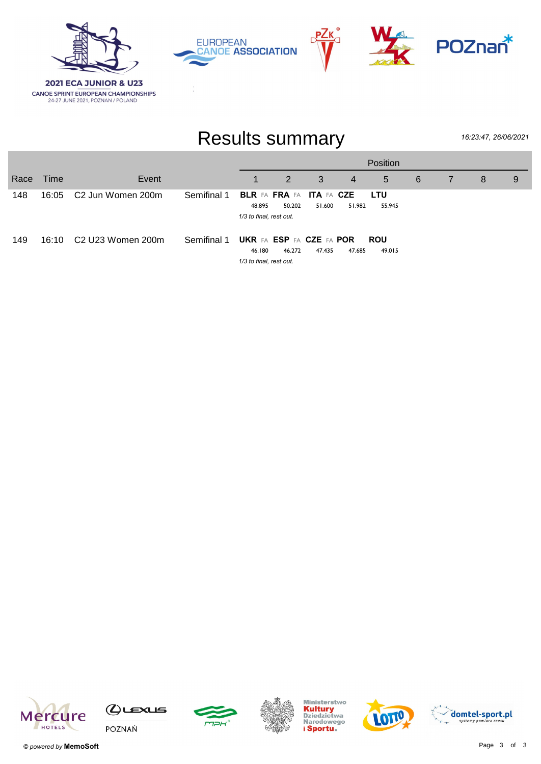2021 ECA JUNIOR & U23

CANOE SPRINT EUROPEAN CHAMPIONSHIPS

24-27 JUNE 2021, POZNAN / POLAND

# Results summary

*16:23:47, 26/06/2021*

| | | | | Position | | | | | | | | |
|---|---|---|---|---|---|---|---|---|---|---|---|---|
| Race | Time | Event | | 1 | 2 | 3 | 4 | 5 | 6 | 7 | 8 | 9 |
| 148 | 16:05 | C2 Jun Women 200m | Semifinal 1 | **BLR** FA 48.895 | **FRA** FA 50.202 | **ITA** FA 51.600 | **CZE** 51.982 | **LTU** 55.945 | | | | |
| | | | | *1/3 to final, rest out.* | | | | | | | | |
| 149 | 16:10 | C2 U23 Women 200m | Semifinal 1 | **UKR** FA 46.180 | **ESP** FA 46.272 | **CZE** FA 47.435 | **POR** 47.685 | **ROU** 49.015 | | | | |
| | | | | *1/3 to final, rest out.* | | | | | | | | |

© *powered by* **MemoSoft**